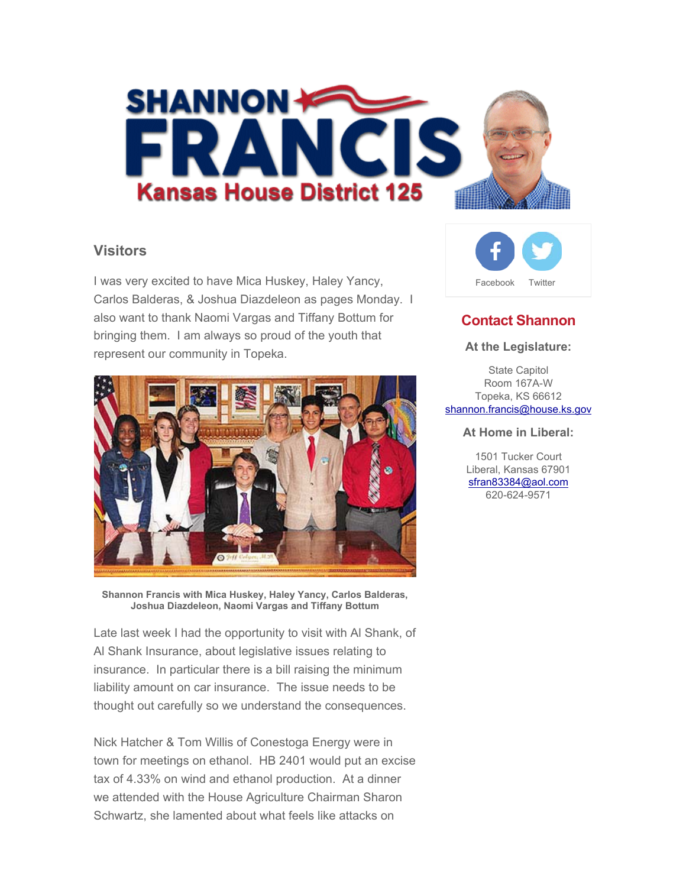# SHANNON FRANCIS

## Kansas House District 125

Facebook Twitter

## Contact Shannon

**At the Legislature:**

State Capitol
Room 167A-W
Topeka, KS 66612
shannon.francis@house.ks.gov

**At Home in Liberal:**

1501 Tucker Court
Liberal, Kansas 67901
sfran83384@aol.com
620-624-9571

## Visitors

I was very excited to have Mica Huskey, Haley Yancy, Carlos Balderas, & Joshua Diazdeleon as pages Monday. I also want to thank Naomi Vargas and Tiffany Bottum for bringing them. I am always so proud of the youth that represent our community in Topeka.

**Shannon Francis with Mica Huskey, Haley Yancy, Carlos Balderas, Joshua Diazdeleon, Naomi Vargas and Tiffany Bottum**

Late last week I had the opportunity to visit with Al Shank, of Al Shank Insurance, about legislative issues relating to insurance. In particular there is a bill raising the minimum liability amount on car insurance. The issue needs to be thought out carefully so we understand the consequences.

Nick Hatcher & Tom Willis of Conestoga Energy were in town for meetings on ethanol. HB 2401 would put an excise tax of 4.33% on wind and ethanol production. At a dinner we attended with the House Agriculture Chairman Sharon Schwartz, she lamented about what feels like attacks on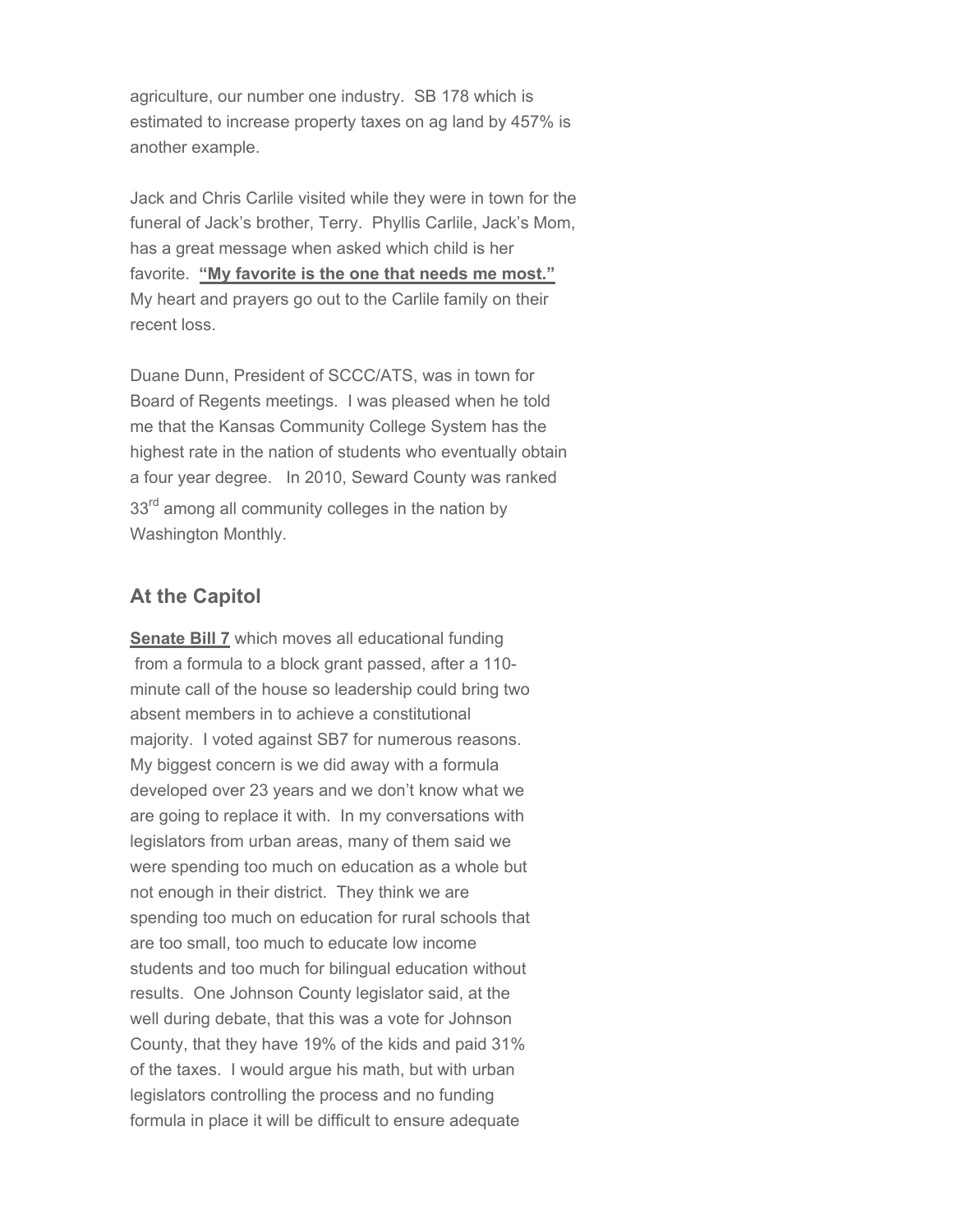agriculture, our number one industry. SB 178 which is estimated to increase property taxes on ag land by 457% is another example.

Jack and Chris Carlile visited while they were in town for the funeral of Jack's brother, Terry. Phyllis Carlile, Jack's Mom, has a great message when asked which child is her favorite. **"My favorite is the one that needs me most."** My heart and prayers go out to the Carlile family on their recent loss.

Duane Dunn, President of SCCC/ATS, was in town for Board of Regents meetings. I was pleased when he told me that the Kansas Community College System has the highest rate in the nation of students who eventually obtain a four year degree. In 2010, Seward County was ranked 33rd among all community colleges in the nation by Washington Monthly.

## At the Capitol

**Senate Bill 7** which moves all educational funding from a formula to a block grant passed, after a 110-minute call of the house so leadership could bring two absent members in to achieve a constitutional majority. I voted against SB7 for numerous reasons. My biggest concern is we did away with a formula developed over 23 years and we don't know what we are going to replace it with. In my conversations with legislators from urban areas, many of them said we were spending too much on education as a whole but not enough in their district. They think we are spending too much on education for rural schools that are too small, too much to educate low income students and too much for bilingual education without results. One Johnson County legislator said, at the well during debate, that this was a vote for Johnson County, that they have 19% of the kids and paid 31% of the taxes. I would argue his math, but with urban legislators controlling the process and no funding formula in place it will be difficult to ensure adequate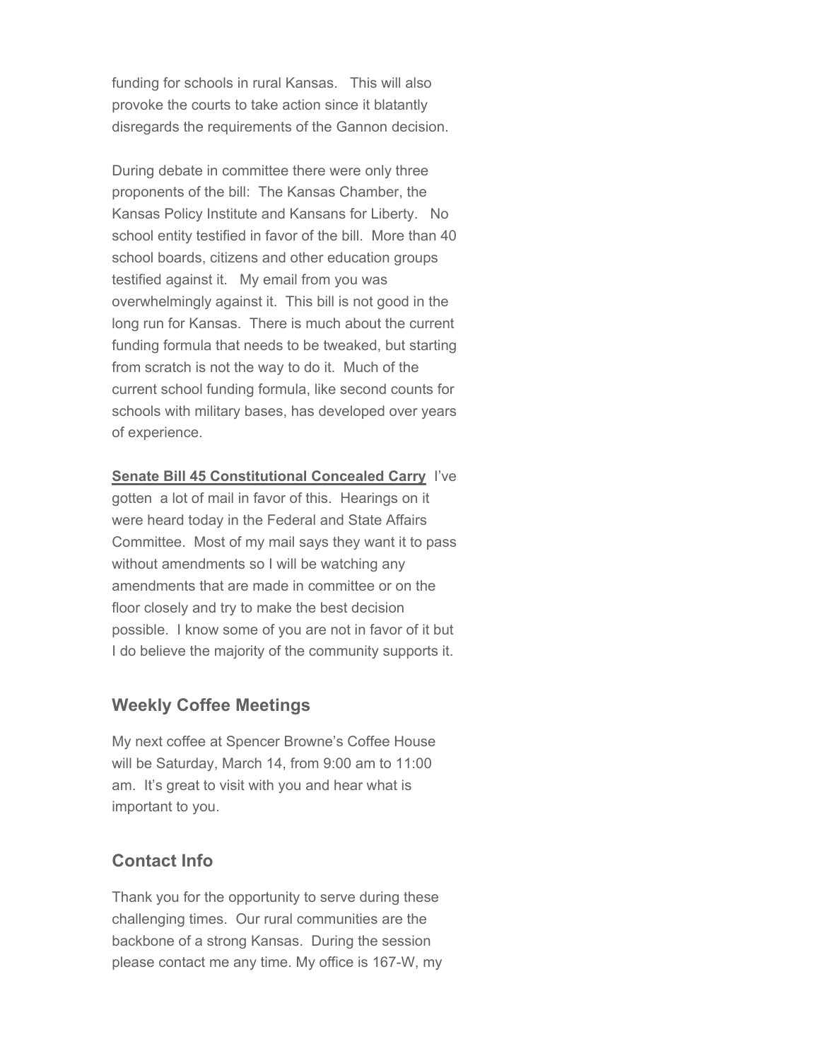funding for schools in rural Kansas. This will also provoke the courts to take action since it blatantly disregards the requirements of the Gannon decision.

During debate in committee there were only three proponents of the bill: The Kansas Chamber, the Kansas Policy Institute and Kansans for Liberty. No school entity testified in favor of the bill. More than 40 school boards, citizens and other education groups testified against it. My email from you was overwhelmingly against it. This bill is not good in the long run for Kansas. There is much about the current funding formula that needs to be tweaked, but starting from scratch is not the way to do it. Much of the current school funding formula, like second counts for schools with military bases, has developed over years of experience.

**Senate Bill 45 Constitutional Concealed Carry** I've gotten a lot of mail in favor of this. Hearings on it were heard today in the Federal and State Affairs Committee. Most of my mail says they want it to pass without amendments so I will be watching any amendments that are made in committee or on the floor closely and try to make the best decision possible. I know some of you are not in favor of it but I do believe the majority of the community supports it.

## Weekly Coffee Meetings

My next coffee at Spencer Browne's Coffee House will be Saturday, March 14, from 9:00 am to 11:00 am. It's great to visit with you and hear what is important to you.

## Contact Info

Thank you for the opportunity to serve during these challenging times. Our rural communities are the backbone of a strong Kansas. During the session please contact me any time. My office is 167-W, my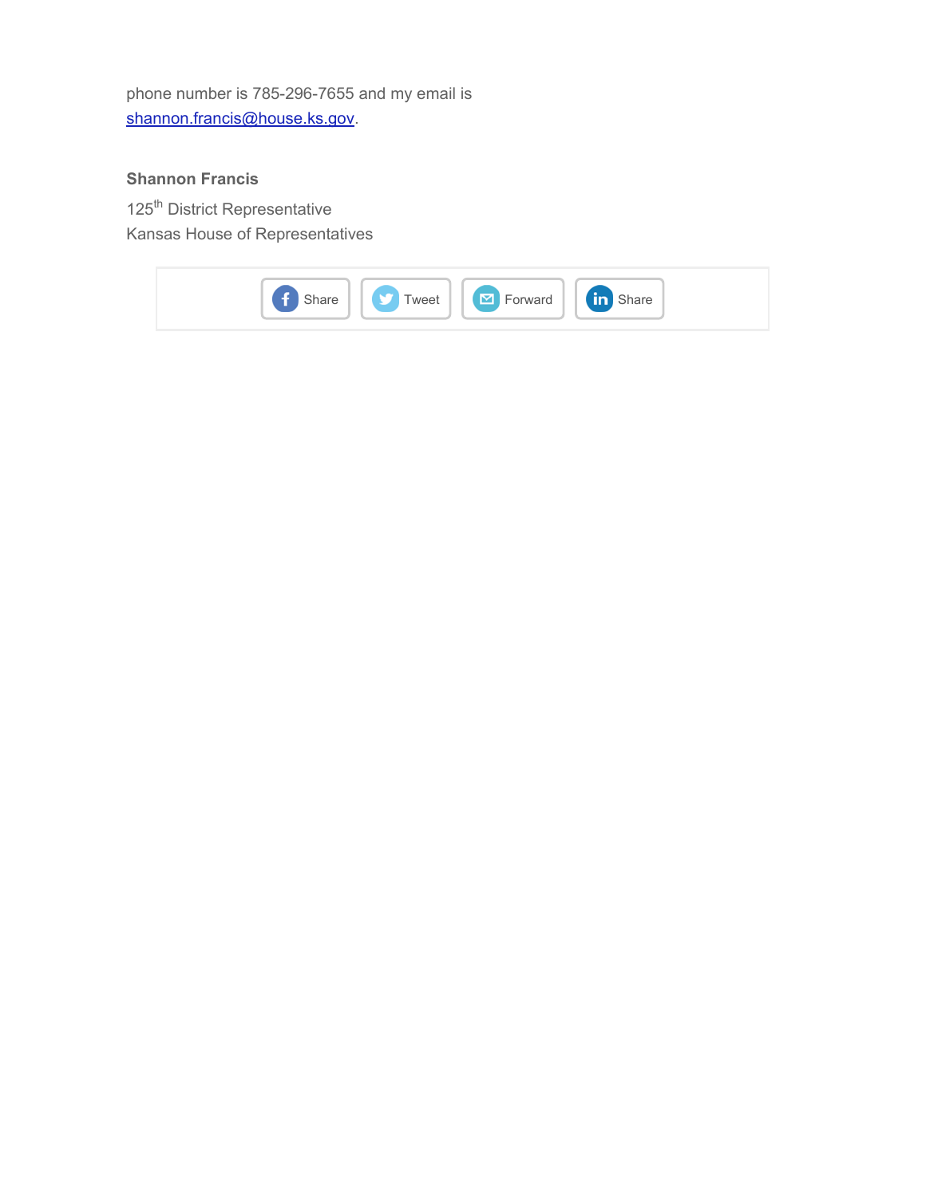phone number is 785-296-7655 and my email is shannon.francis@house.ks.gov.

**Shannon Francis**

125th District Representative
Kansas House of Representatives

Share Tweet Forward Share